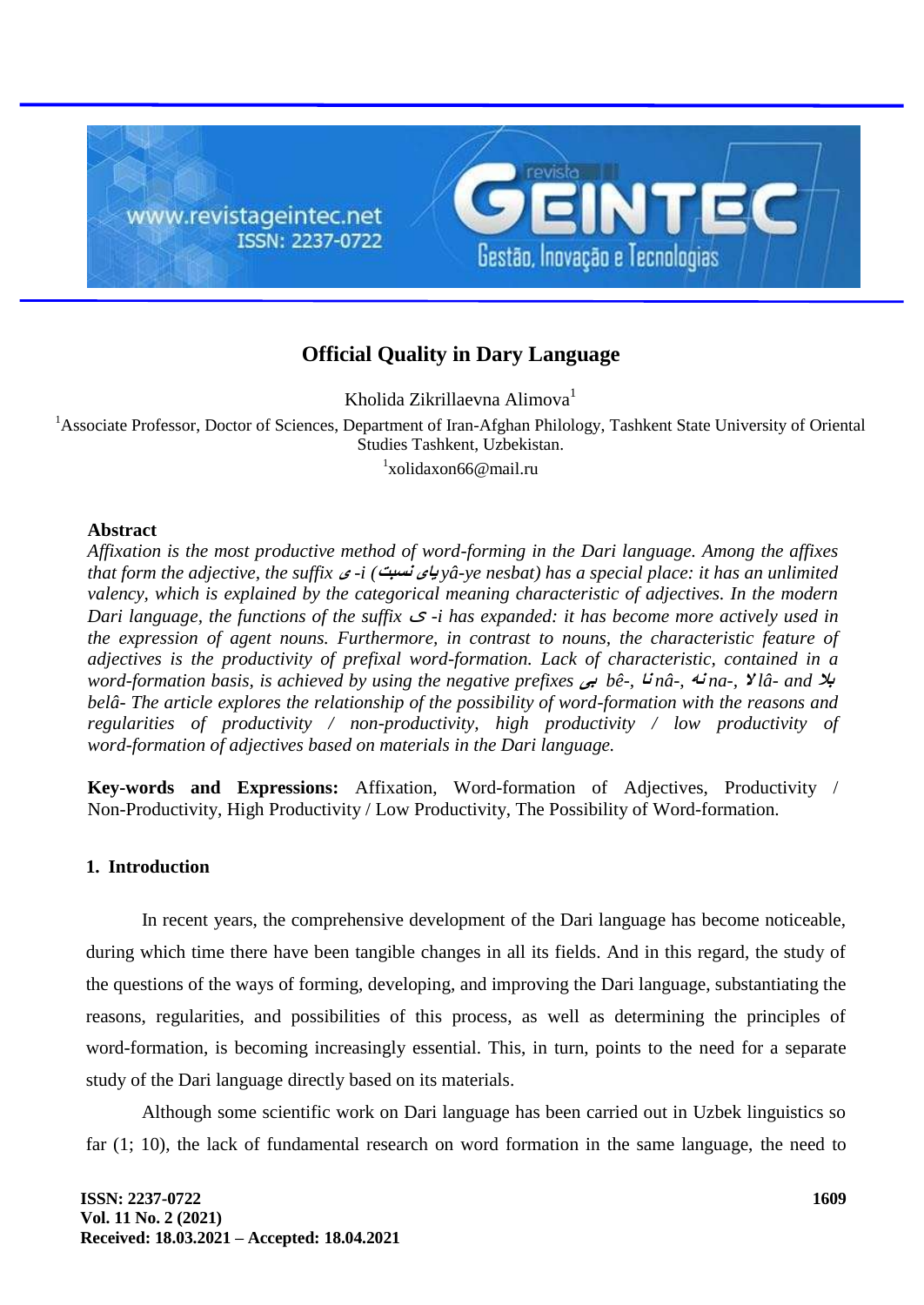# Official Quality in Dary Language

Kholida Zikrillaevna Alimova[1]

[1]Associate Professor, Doctor of Sciences, Department of Iran-Afghan Philology, Tashkent State University of Oriental Studies Tashkent, Uzbekistan.

[1]xolidaxon66@mail.ru

## Abstract

*Affixation is the most productive method of word-forming in the Dari language. Among the affixes that form the adjective, the suffix ی -i (یای نسبت yâ-ye nesbat) has a special place: it has an unlimited valency, which is explained by the categorical meaning characteristic of adjectives. In the modern Dari language, the functions of the suffix ی -i has expanded: it has become more actively used in the expression of agent nouns. Furthermore, in contrast to nouns, the characteristic feature of adjectives is the productivity of prefixal word-formation. Lack of characteristic, contained in a word-formation basis, is achieved by using the negative prefixes بی bê-, نا nâ-, نه na-, لا lâ- and بلا belâ- The article explores the relationship of the possibility of word-formation with the reasons and regularities of productivity / non-productivity, high productivity / low productivity of word-formation of adjectives based on materials in the Dari language.*

**Key-words and Expressions:** Affixation, Word-formation of Adjectives, Productivity / Non-Productivity, High Productivity / Low Productivity, The Possibility of Word-formation.

## 1. Introduction

In recent years, the comprehensive development of the Dari language has become noticeable, during which time there have been tangible changes in all its fields. And in this regard, the study of the questions of the ways of forming, developing, and improving the Dari language, substantiating the reasons, regularities, and possibilities of this process, as well as determining the principles of word-formation, is becoming increasingly essential. This, in turn, points to the need for a separate study of the Dari language directly based on its materials.

Although some scientific work on Dari language has been carried out in Uzbek linguistics so far (1; 10), the lack of fundamental research on word formation in the same language, the need to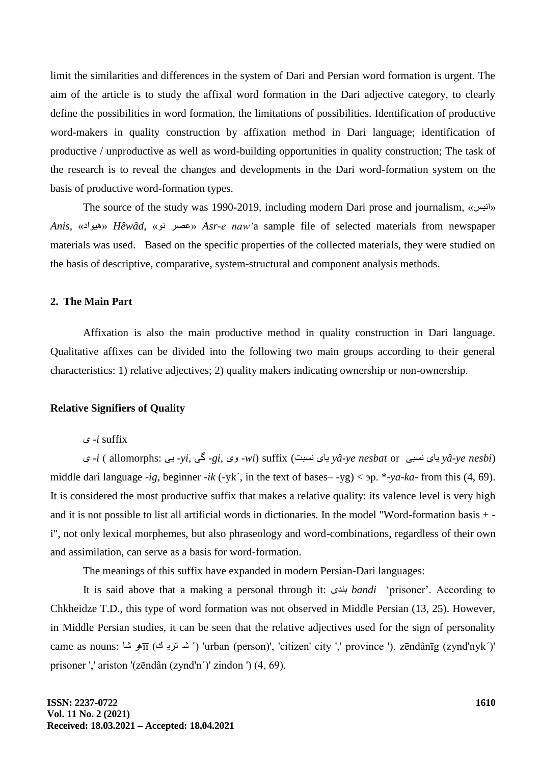limit the similarities and differences in the system of Dari and Persian word formation is urgent. The aim of the article is to study the affixal word formation in the Dari adjective category, to clearly define the possibilities in word formation, the limitations of possibilities. Identification of productive word-makers in quality construction by affixation method in Dari language; identification of productive / unproductive as well as word-building opportunities in quality construction; The task of the research is to reveal the changes and developments in the Dari word-formation system on the basis of productive word-formation types.

The source of the study was 1990-2019, including modern Dari prose and journalism, «انیس» *Anis*, «هیواد» *Hêwâd*, «عصر نو» *Asr-e naw*'a sample file of selected materials from newspaper materials was used. Based on the specific properties of the collected materials, they were studied on the basis of descriptive, comparative, system-structural and component analysis methods.

## 2. The Main Part

Affixation is also the main productive method in quality construction in Dari language. Qualitative affixes can be divided into the following two main groups according to their general characteristics: 1) relative adjectives; 2) quality makers indicating ownership or non-ownership.

### Relative Signifiers of Quality

ی *-i* suffix

ی *-i* ( allomorphs: یی *-yi*, گی *-gi*, وی *-wi*) suffix (یای نسبت *yâ-ye nesbat* or یای نسبی *yâ-ye nesbi*) middle dari language *-ig*, beginner *-ik* (-yk´, in the text of bases– -yg) < эр. *\*-ya-ka-* from this (4, 69). It is considered the most productive suffix that makes a relative quality: its valence level is very high and it is not possible to list all artificial words in dictionaries. In the model "Word-formation basis + -i", not only lexical morphemes, but also phraseology and word-combinations, regardless of their own and assimilation, can serve as a basis for word-formation.

The meanings of this suffix have expanded in modern Persian-Dari languages:

It is said above that a making a personal through it: بندی *bandi* 'prisoner'. According to Chkheidze T.D., this type of word formation was not observed in Middle Persian (13, 25). However, in Middle Persian studies, it can be seen that the relative adjectives used for the sign of personality came as nouns: ھīī شا (´ شہ تریہ ك) 'urban (person)', 'citizen' city ',' province '), zēndânīg (zynd'nyk´)' prisoner ',' ariston '(zēndân (zynd'n´)' zindon ') (4, 69).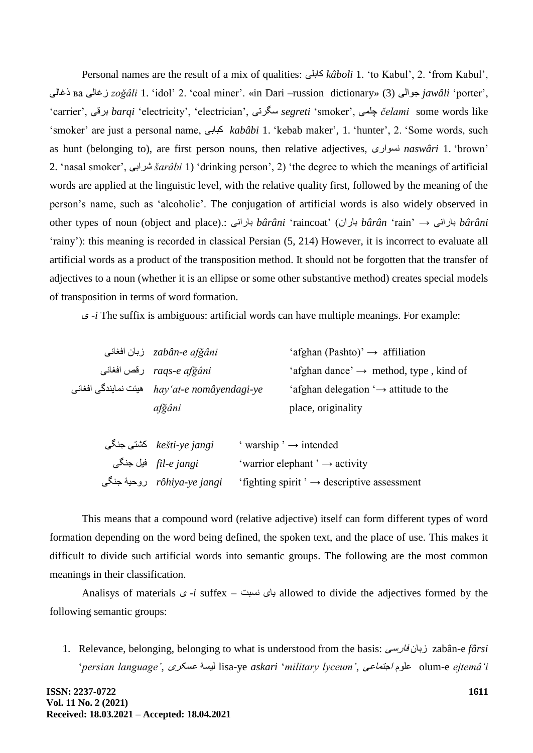Personal names are the result of a mix of qualities: کابلی *kâboli* 1. 'to Kabul', 2. 'from Kabul', ذغالی ва زغالی *zoğâli* 1. 'idol' 2. 'coal miner'. «in Dari –russion dictionary» (3) جوالی *jawâli* 'porter', 'carrier', برقی *barqi* 'electricity', 'electrician', سگرتی *segreti* 'smoker', چلمی *čelami* some words like 'smoker' are just a personal name, کبابی *kabâbi* 1. 'kebab maker', 1. 'hunter', 2. 'Some words, such as hunt (belonging to), are first person nouns, then relative adjectives, نسواری *naswâri* 1. 'brown' 2. 'nasal smoker', شرابی *šarâbi* 1) 'drinking person', 2) 'the degree to which the meanings of artificial words are applied at the linguistic level, with the relative quality first, followed by the meaning of the person's name, such as 'alcoholic'. The conjugation of artificial words is also widely observed in other types of noun (object and place).: بارانی *bârâni* 'raincoat' (باران *bârân* 'rain' → بارانی *bârâni* 'rainy'): this meaning is recorded in classical Persian (5, 214) However, it is incorrect to evaluate all artificial words as a product of the transposition method. It should not be forgotten that the transfer of adjectives to a noun (whether it is an ellipse or some other substantive method) creates special models of transposition in terms of word formation.

ی *-i* The suffix is ambiguous: artificial words can have multiple meanings. For example:

| | | |
|---|---|---|
| زبان افغانی | *zabân-e afğâni* | 'afghan (Pashto)' → affiliation |
| رقص افغانی | *raqs-e afğâni* | 'afghan dance' → method, type , kind of |
| هیئت نمایندگی افغانی | *hay'at-e nomâyendagi-ye afğâni* | 'afghan delegation '→ attitude to the place, originality |

| | | |
|---|---|---|
| کشتی جنگی | *kešti-ye jangi* | ' warship ' → intended |
| فیل جنگی | *fil-e jangi* | 'warrior elephant ' → activity |
| روحیهٔ جنگی | *rôhiya-ye jangi* | 'fighting spirit ' → descriptive assessment |

This means that a compound word (relative adjective) itself can form different types of word formation depending on the word being defined, the spoken text, and the place of use. This makes it difficult to divide such artificial words into semantic groups. The following are the most common meanings in their classification.

Analisys of materials ی *-i* suffix – یای نسبت allowed to divide the adjectives formed by the following semantic groups:

1. Relevance, belonging, belonging to what is understood from the basis: *زبان فارسی* zabân-e *fârsi* '*persian language'*, *لیسهٔ عسکری* lisa-ye *askari* '*military lyceum'*, *علوم اجتماعی* olum-e *ejtemâ'i*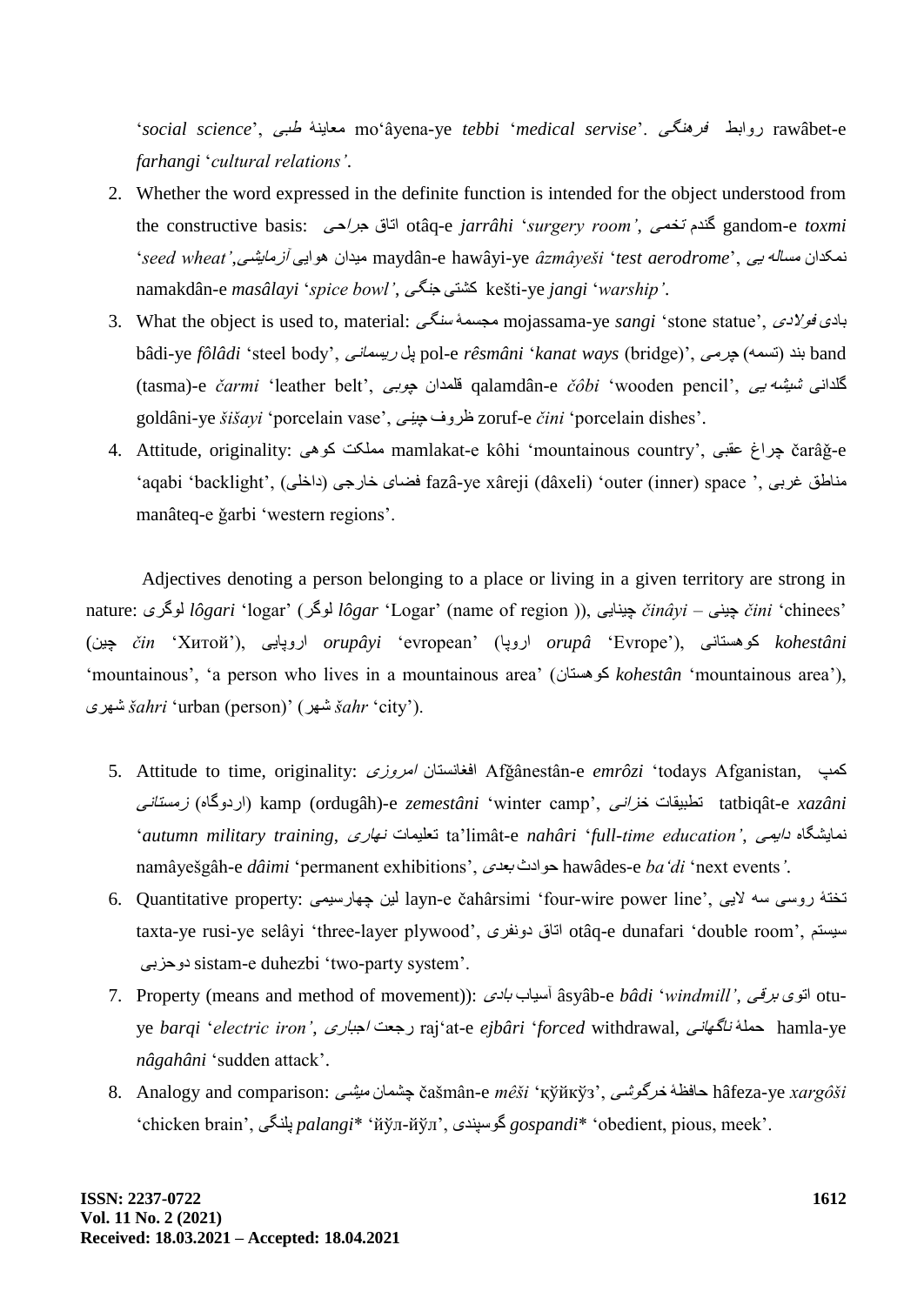‘*social science*’, معاینهٔ *طبی* mo‘âyena-ye *tebbi* ‘*medical servise*’. روابط *فرهنگی* rawâbet-e *farhangi* ‘*cultural relations’*.

2. Whether the word expressed in the definite function is intended for the object understood from the constructive basis: اتاق *جراحی* otâq-e *jarrâhi* ‘*surgery room’*, گندم *تخمی* gandom-e *toxmi* ‘*seed wheat’*,میدان هوایی *آزمایشی* maydân-e hawâyi-ye *âzmâyeši* ‘*test aerodrome*’, نمکدان *مساله یی* namakdân-e *masâlayi* ‘*spice bowl’*, کشتی *جنگی* kešti-ye *jangi* ‘*warship’*.
3. What the object is used to, material: مجسمهٔ *سنگی* mojassama-ye *sangi* ‘stone statue’, بادی *فولادی* bâdi-ye *fôlâdi* ‘steel body’, پل *ریسمانی* pol-e *rêsmâni* ‘*kanat ways* (bridge)’, بند (تسمه) *چرمی* band (tasma)-e *čarmi* ‘leather belt’, قلمدان *چوبی* qalamdân-e *čôbi* ‘wooden pencil’, گلدانی *شیشه یی* goldâni-ye *šišayi* ‘porcelain vase’, ظروف *چینی* zoruf-e *čini* ‘porcelain dishes’.
4. Attitude, originality: مملکت کوهی mamlakat-e kôhi ‘mountainous country’, چراغ عقبی čarâğ-e ‘aqabi ‘backlight’, فضای خارجی (داخلی) fazâ-ye xâreji (dâxeli) ‘outer (inner) space ’, مناطق غربی manâteq-e ğarbi ‘western regions’.

Adjectives denoting a person belonging to a place or living in a given territory are strong in nature: لوگری *lôgari* ‘logar’ (لوگر *lôgar* ‘Logar’ (name of region )), چینایی *čināyi* – چینی *čini* ‘chinees’ (چین *čin* ‘Хитой’), اروپایی *orupâyi* ‘evropean’ (اروپا *orupâ* ‘Evrope’), کوهستانی *kohestâni* ‘mountainous’, ‘a person who lives in a mountainous area’ (کوهستان *kohestân* ‘mountainous area’), شهری *šahri* ‘urban (person)’ (شهر *šahr* ‘city’).

5. Attitude to time, originality: افغانستان *امروزی* Afğânestân-e *emrôzi* ‘todays Afganistan, کمپ (اردوگاه) *زمستانی* kamp (ordugâh)-e *zemestâni* ‘winter camp’, تطبیقات *خزانی* tatbiqât-e *xazâni* ‘*autumn military training*, تعلیمات *نهاری* ta’limât-e *nahâri* ‘*full-time education’*, نمایشگاه *دایمی* namâyešgâh-e *dâimi* ‘permanent exhibitions’, حوادث *بعدی* hawâdes-e *ba’di* ‘next events*’*.
6. Quantitative property: لین چهارسیمی layn-e čahârsimi ‘four-wire power line’, تختهٔ روسی سه لایی taxta-ye rusi-ye selâyi ‘three-layer plywood’, اتاق دونفری otâq-e dunafari ‘double room’, سیستم دوحزبی sistam-e duhezbi ‘two-party system’.
7. Property (means and method of movement)): آسیاب *بادی* âsyâb-e *bâdi* ‘*windmill’*, اتوی *برقی* otu-ye *barqi* ‘*electric iron’*, رجعت *اجباری* raj‘at-e *ejbâri* ‘*forced* withdrawal, حملهٔ *ناگهانی* hamla-ye *nâgahâni* ‘sudden attack’.
8. Analogy and comparison: چشمان *میشی* čašmân-e *mêši* ‘кўйкўз’, حافظهٔ *خرگوشی* hâfeza-ye *xargôši* ‘chicken brain’, پلنگی *palangi** ‘йўл-йўл’, گوسپندی *gospandi** ‘obedient, pious, meek’.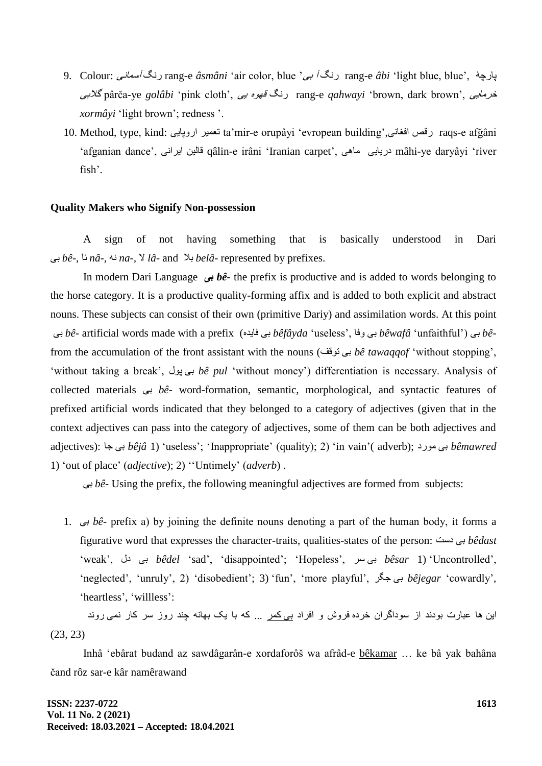9. Colour: رنگ آسمانی rang-e *âsmâni* 'air color, blue 'رنگ آبی rang-e *âbi* 'light blue, blue', پارچهٔ گلابی pârča-ye *golâbi* 'pink cloth', رنگ قهوه یی rang-e *qahwayi* 'brown, dark brown', خرمایی *xormâyi* 'light brown'; redness '.
10. Method, type, kind: تعمیر اروپایی ta'mir-e orupâyi 'evropean building',رقص افغانی raqs-e afğâni 'afganian dance', قالین ایرانی qâlin-e irâni 'Iranian carpet', ماهی دریایی mâhi-ye daryâyi 'river fish'.

**Quality Makers who Signify Non-possession**

A sign of not having something that is basically understood in Dari بی *bê*-, نا *nâ*-, نه *na*-, لا *lâ*- and بلا *belâ*- represented by prefixes.

In modern Dari Language ***بی bê***- the prefix is productive and is added to words belonging to the horse category. It is a productive quality-forming affix and is added to both explicit and abstract nouns. These subjects can consist of their own (primitive Dariy) and assimilation words. At this point بی *bê*- artificial words made with a prefix (بی فایده *bêfâyda* 'useless', بی وفا *bêwafâ* 'unfaithful') بی *bê*- from the accumulation of the front assistant with the nouns (بی توقف *bê tawaqqof* 'without stopping', 'without taking a break', بی پول *bê pul* 'without money') differentiation is necessary. Analysis of collected materials بی *bê*- word-formation, semantic, morphological, and syntactic features of prefixed artificial words indicated that they belonged to a category of adjectives (given that in the context adjectives can pass into the category of adjectives, some of them can be both adjectives and adjectives): بی جا *bêjâ* 1) 'useless'; 'Inappropriate' (quality); 2) 'in vain'( adverb); بی مورد *bêmawred* 1) 'out of place' (*adjective*); 2) ''Untimely' (*adverb*) .

بی *bê*- Using the prefix, the following meaningful adjectives are formed from subjects:

1. بی *bê*- prefix a) by joining the definite nouns denoting a part of the human body, it forms a figurative word that expresses the character-traits, qualities-states of the person: بی دست *bêdast* 'weak', بی دل *bêdel* 'sad', 'disappointed'; 'Hopeless', بی سر *bêsar* 1) 'Uncontrolled', 'neglected', 'unruly', 2) 'disobedient'; 3) 'fun', 'more playful', بی جگر *bêjegar* 'cowardly', 'heartless', 'willless':

این ها عبارت بودند از سوداگران خرده فروش و افراد بی کمر ... که با یک بهانه چند روز سر کار نمی روند (23, 23)

Inhâ 'ebârat budand az sawdâgarân-e xordaforôš wa afrâd-e bêkamar … ke bâ yak bahâna čand rôz sar-e kâr namêrawand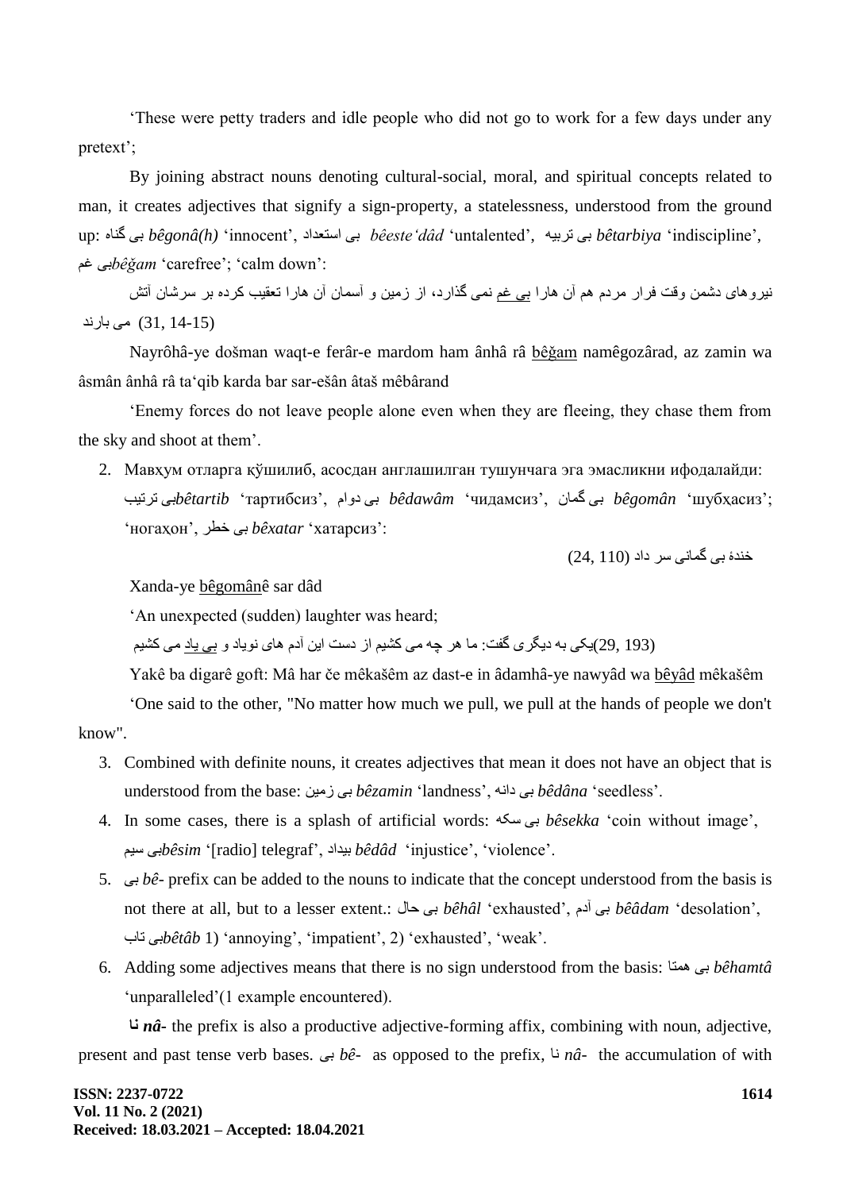'These were petty traders and idle people who did not go to work for a few days under any pretext';

By joining abstract nouns denoting cultural-social, moral, and spiritual concepts related to man, it creates adjectives that signify a sign-property, a statelessness, understood from the ground up: بی گناه *bêgonâ(h)* 'innocent', بی استعداد *bêeste'dâd* 'untalented', بی تربیه *bêtarbiya* 'indiscipline', بی غم *bêğam* 'carefree'; 'calm down':

نیروهای دشمن وقت فرار مردم هم آن هارا بی غم نمی گذارد، از زمین و آسمان آن هارا تعقیب کرده بر سرشان آتش می بارند (31, 14-15)

Nayrôhâ-ye došman waqt-e ferâr-e mardom ham ânhâ râ <u>bêğam</u> namêgozârad, az zamin wa âsmân ânhâ râ ta'qib karda bar sar-ešân âtaš mêbârand

'Enemy forces do not leave people alone even when they are fleeing, they chase them from the sky and shoot at them'.

2. Мавҳум отларга қўшилиб, асосдан англашилган тушунчага эга эмасликни ифодалайди: بی ترتیب *bêtartib* 'тартибсиз', بی دوام *bêdawâm* 'чидамсиз', بی گمان *bêgomân* 'шубҳасиз'; 'ногаҳон', بی خطر *bêxatar* 'хатарсиз':

خندۀ بی گمانی سر داد (24, 110)

Xanda-ye <u>bêgomân</u>ê sar dâd

'An unexpected (sudden) laughter was heard;

یکی به دیگری گفت: ما هر چه می کشیم از دست این آدم های نویاد و بی یاد می کشیم (29, 193)

Yakê ba digarê goft: Mâ har če mêkašêm az dast-e in âdamhâ-ye nawyâd wa <u>bêyâd</u> mêkašêm

'One said to the other, "No matter how much we pull, we pull at the hands of people we don't know".

3. Combined with definite nouns, it creates adjectives that mean it does not have an object that is understood from the base: بی زمین *bêzamin* 'landness', بی دانه *bêdâna* 'seedless'.
4. In some cases, there is a splash of artificial words: بی سکه *bêsekka* 'coin without image', بی سیم *bêsim* '[radio] telegraf', بیداد *bêdâd* 'injustice', 'violence'.
5. بی *bê-* prefix can be added to the nouns to indicate that the concept understood from the basis is not there at all, but to a lesser extent.: بی حال *bêhâl* 'exhausted', بی آدم *bêâdam* 'desolation', بی تاب *bêtâb* 1) 'annoying', 'impatient', 2) 'exhausted', 'weak'.
6. Adding some adjectives means that there is no sign understood from the basis: بی همتا *bêhamtâ* 'unparalleled'(1 example encountered).

**نا** ***nâ-*** the prefix is also a productive adjective-forming affix, combining with noun, adjective, present and past tense verb bases. بی *bê-* as opposed to the prefix, نا *nâ-* the accumulation of with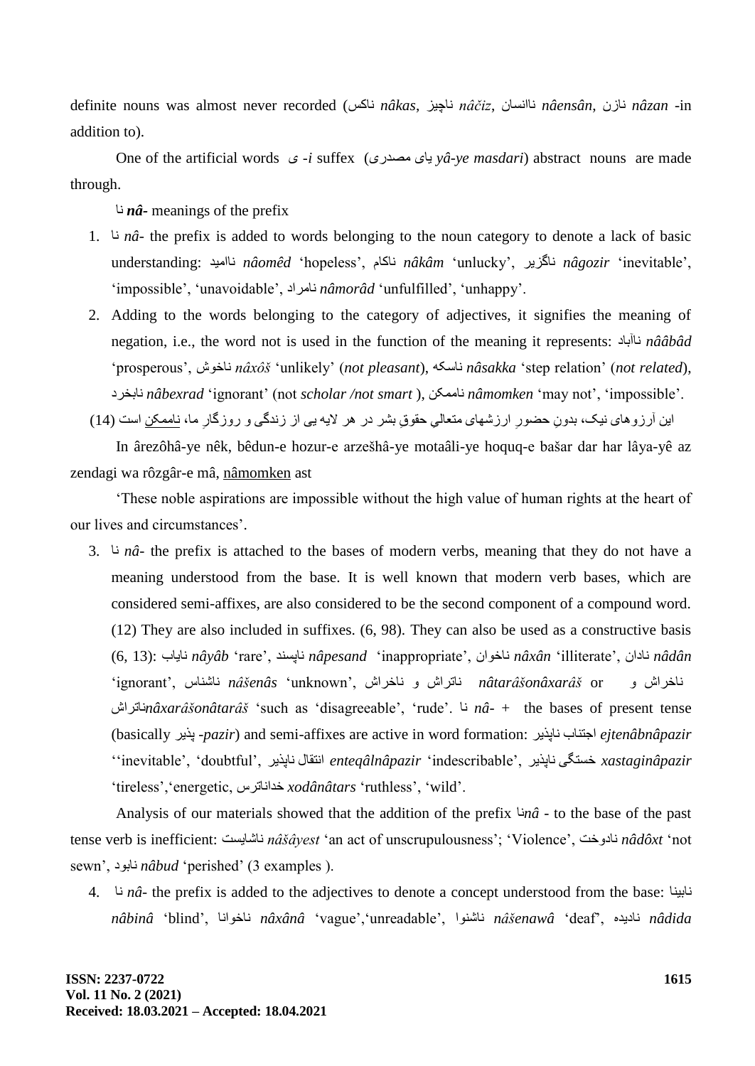definite nouns was almost never recorded (ناکس *nâkas*, ناچیز *nâčiz*, ناانسان *nâensân*, نازن *nâzan* -in addition to).

One of the artificial words ی *-i* suffix (یای مصدری *yâ-ye masdari*) abstract nouns are made through.

نا ***nâ-*** meanings of the prefix

1. نا *nâ-* the prefix is added to words belonging to the noun category to denote a lack of basic understanding: نااميد *nâomêd* 'hopeless', ناکام *nâkâm* 'unlucky', ناگزير *nâgozir* 'inevitable', 'impossible', 'unavoidable', نامراد *nâmorâd* 'unfulfilled', 'unhappy'.
2. Adding to the words belonging to the category of adjectives, it signifies the meaning of negation, i.e., the word not is used in the function of the meaning it represents: ناآباد *nââbâd* 'prosperous', ناخوش *nâxôš* 'unlikely' (*not pleasant*), ناسکه *nâsakka* 'step relation' (*not related*), نابخرد *nâbexrad* 'ignorant' (not *scholar /not smart* ), ناممکن *nâmomken* 'may not', 'impossible'.

(14) این آرزوهای نیک، بدونِ حضورِ ارزشهای متعالیِ حقوقِ بشر در هر لایه یی از زندگی و روزگارِ ما، ناممکن است

In ârezôhâ-ye nêk, bêdun-e hozur-e arzešhâ-ye motaâli-ye hoquq-e bašar dar har lâya-yê az zendagi wa rôzgâr-e mâ, nâmomken ast

'These noble aspirations are impossible without the high value of human rights at the heart of our lives and circumstances'.

3. نا *nâ-* the prefix is attached to the bases of modern verbs, meaning that they do not have a meaning understood from the base. It is well known that modern verb bases, which are considered semi-affixes, are also considered to be the second component of a compound word. (12) They are also included in suffixes. (6, 98). They can also be used as a constructive basis (6, 13): نایاب *nâyâb* 'rare', ناپسند *nâpesand* 'inappropriate', ناخوان *nâxân* 'illiterate', نادان *nâdân* 'ignorant', ناشناس *nâšenâs* 'unknown', ناتراش و ناخراش *nâtarâšonâxarâš* or ناخراش و ناتراش*nâxarâšonâtarâš* 'such as 'disagreeable', 'rude'. نا *nâ-* + the bases of present tense (basically پذیر *-pazir*) and semi-affixes are active in word formation: اجتناب ناپذیر *ejtenâbnâpazir* ''inevitable', 'doubtful', انتقال ناپذیر *enteqâlnâpazir* 'indescribable', خستگی ناپذیر *xastaginâpazir* 'tireless','energetic, خداناترس *xodânâtars* 'ruthless', 'wild'.

Analysis of our materials showed that the addition of the prefix نا*nâ* - to the base of the past tense verb is inefficient: ناشایست *nâšâyest* 'an act of unscrupulousness'; 'Violence', نادوخت *nâdôxt* 'not sewn', نابود *nâbud* 'perished' (3 examples ).

4. نا *nâ-* the prefix is added to the adjectives to denote a concept understood from the base: نابینا *nâbinâ* 'blind', ناخوانا *nâxânâ* 'vague','unreadable', ناشنوا *nâšenawâ* 'deaf', نادیده *nâdida*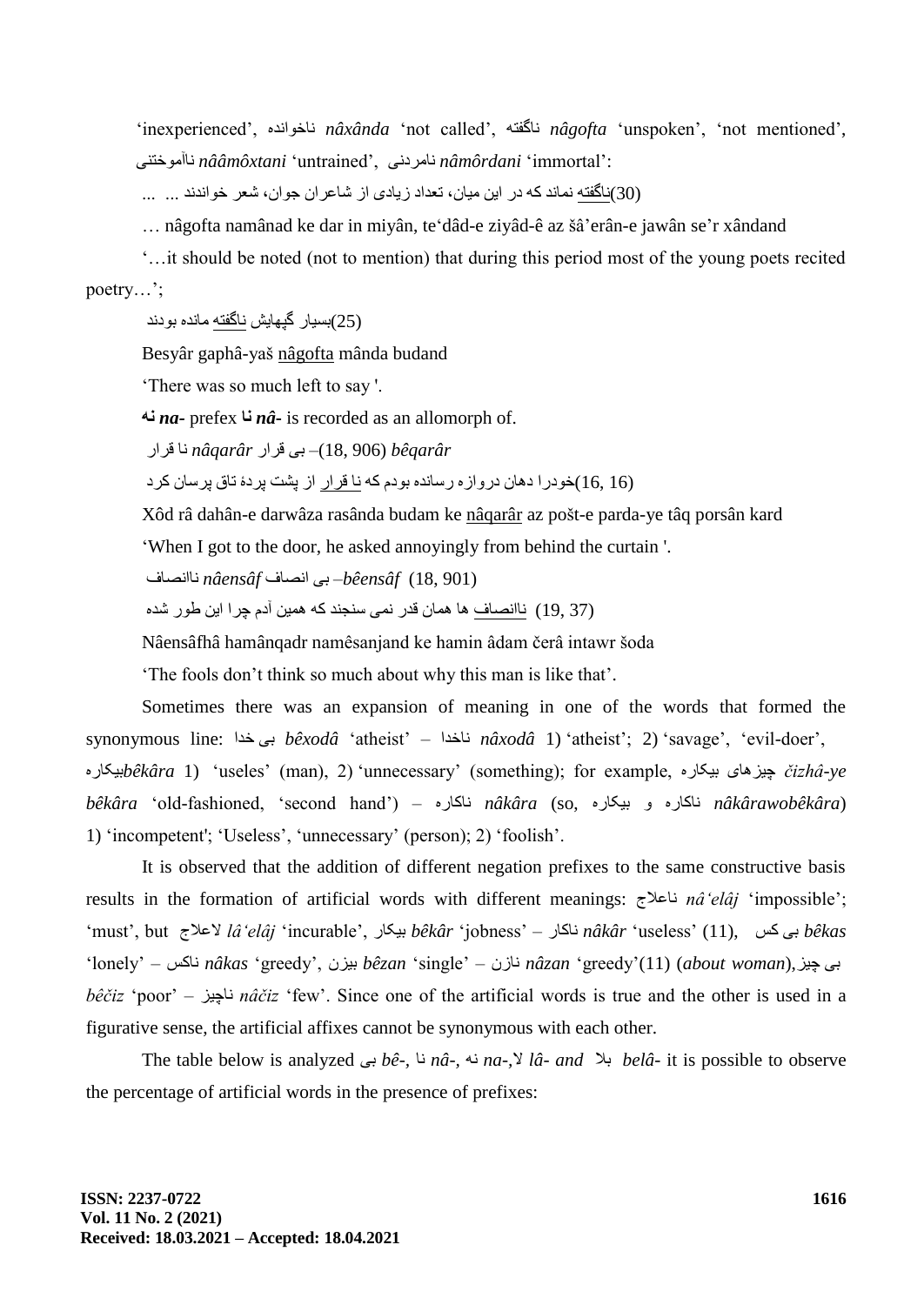'inexperienced', ناخوانده *nâxânda* 'not called', ناگفته *nâgofta* 'unspoken', 'not mentioned', ناآموختنی *nââmôxtani* 'untrained', نامردنی *nâmôrdani* 'immortal':

(30)ناگفته نماند که در این میان، تعداد زیادی از شاعران جوان، شعر خواندند ... ...

… nâgofta namânad ke dar in miyân, te'dâd-e ziyâd-ê az šâ'erân-e jawân se'r xândand

'…it should be noted (not to mention) that during this period most of the young poets recited poetry…';

(25)بسیار گپهایش ناگفته مانده بودند

Besyâr gaphâ-yaš nâgofta mânda budand

'There was so much left to say '.

**نه** ***na-*** prefix **نا** ***nâ-*** is recorded as an allomorph of.

نا قرار *nâqarâr* بی قرار –(18, 906) *bêqarâr*

(16, 16)خودرا دهان دروازه رسانده بودم که نا قرار از پشت پردهٔ تاق پرسان کرد

Xôd râ dahân-e darwâza rasânda budam ke nâqarâr az pošt-e parda-ye tâq porsân kard

'When I got to the door, he asked annoyingly from behind the curtain '.

ناانصاف *nâensâf* بی انصاف –*bêensâf* (18, 901)

(19, 37) ناانصاف ها همان قدر نمی سنجند که همین آدم چرا این طور شده

Nâensâfhâ hamânqadr namêsanjand ke hamin âdam čerâ intawr šoda

'The fools don't think so much about why this man is like that'.

Sometimes there was an expansion of meaning in one of the words that formed the synonymous line: بی خدا *bêxodâ* 'atheist' – ناخدا *nâxodâ* 1) 'atheist'; 2) 'savage', 'evil-doer', بیکاره*bêkâra* 1) 'useles' (man), 2) 'unnecessary' (something); for example, چیزهای بیکاره *čizhâ-ye bêkâra* 'old-fashioned, 'second hand') – ناکاره *nâkâra* (so, ناکاره و بیکاره *nâkârawobêkâra*) 1) 'incompetent'; 'Useless', 'unnecessary' (person); 2) 'foolish'.

It is observed that the addition of different negation prefixes to the same constructive basis results in the formation of artificial words with different meanings: ناعلاج *nâ'elâj* 'impossible'; 'must', but لاعلاج *lâ'elâj* 'incurable', بیکار *bêkâr* 'jobness' – ناکار *nâkâr* 'useless' (11), بی کس *bêkas* 'lonely' – ناکس *nâkas* 'greedy', بیزن *bêzan* 'single' – نازن *nâzan* 'greedy'(11) (*about woman*), بی چیز *bêčiz* 'poor' – ناچیز *nâčiz* 'few'. Since one of the artificial words is true and the other is used in a figurative sense, the artificial affixes cannot be synonymous with each other.

The table below is analyzed بی *bê-*, نا *nâ-*, نه *na-*,لا *lâ- and* بلا *belâ-* it is possible to observe the percentage of artificial words in the presence of prefixes: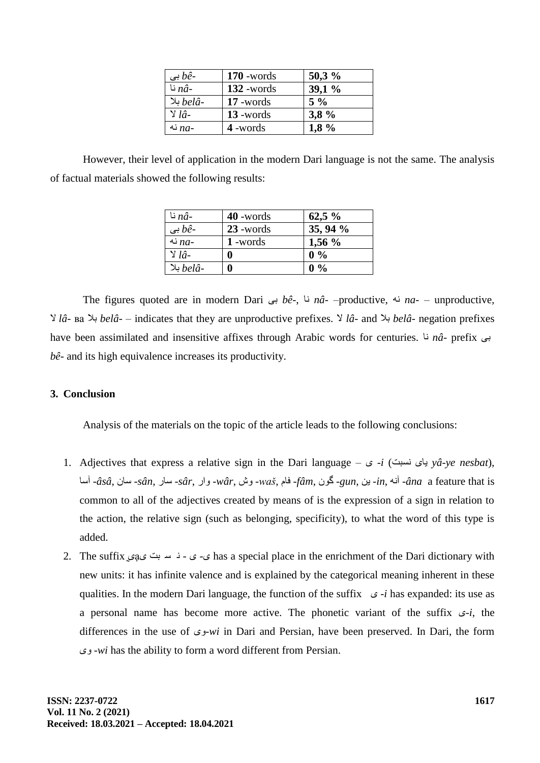| بی *bê-* | **170** -words | **50,3 %** |
|---|---|---|
| نا *nâ-* | **132** -words | **39,1 %** |
| بلا *belâ-* | **17** -words | **5 %** |
| لا *lâ-* | **13** -words | **3,8 %** |
| نه *na-* | **4** -words | **1,8 %** |

However, their level of application in the modern Dari language is not the same. The analysis of factual materials showed the following results:

| نا *nâ-* | **40** -words | **62,5 %** |
|---|---|---|
| بی *bê-* | **23** -words | **35, 94 %** |
| نه *na-* | **1** -words | **1,56 %** |
| لا *lâ-* | **0** | **0 %** |
| بلا *belâ-* | **0** | **0 %** |

The figures quoted are in modern Dari بی *bê-*, نا *nâ-* –productive, نه *na-* – unproductive, لا *lâ-* ва بلا *belâ-* – indicates that they are unproductive prefixes. لا *lâ-* and بلا *belâ-* negation prefixes have been assimilated and insensitive affixes through Arabic words for centuries. نا *nâ-* prefix بی *bê-* and its high equivalence increases its productivity.

## 3. Conclusion

Analysis of the materials on the topic of the article leads to the following conclusions:

1. Adjectives that express a relative sign in the Dari language – ی *-i* (یای نسبت *yâ-ye nesbat*), آسا *-âsâ*, سان *-sân*, سار *-sâr*, وار *-wâr*, وش *-waš*, فام *-fâm*, گون *-gun*, ین *-in*, آنه *-âna* a feature that is common to all of the adjectives created by means of is the expression of a sign in relation to the action, the relative sign (such as belonging, specificity), to what the word of this type is added.
2. The suffix یای نسبت - ی has a special place in the enrichment of the Dari dictionary with new units: it has infinite valence and is explained by the categorical meaning inherent in these qualities. In the modern Dari language, the function of the suffix ی *-i* has expanded: its use as a personal name has become more active. The phonetic variant of the suffix ی*-i*, the differences in the use of وی*-wi* in Dari and Persian, have been preserved. In Dari, the form وی *-wi* has the ability to form a word different from Persian.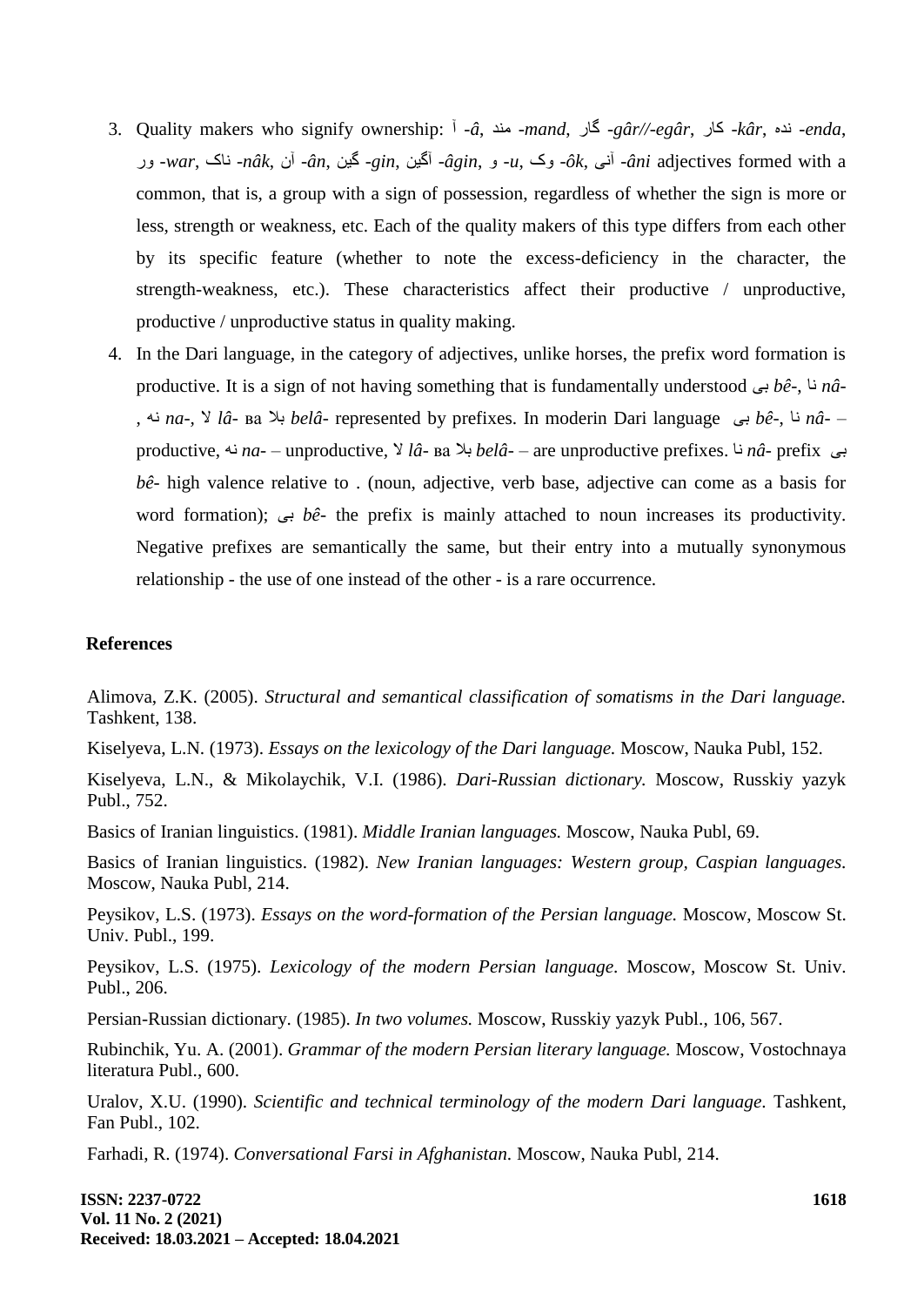3. Quality makers who signify ownership: آ *-â*, مند *-mand*, گار *-gâr//-egâr*, کار *-kâr*, نده *-enda*, ور *-war*, ناک *-nâk*, آن *-ân*, گین *-gin*, آگین *-âgin*, و *-u*, وک *-ôk*, آنی *-âni* adjectives formed with a common, that is, a group with a sign of possession, regardless of whether the sign is more or less, strength or weakness, etc. Each of the quality makers of this type differs from each other by its specific feature (whether to note the excess-deficiency in the character, the strength-weakness, etc.). These characteristics affect their productive / unproductive, productive / unproductive status in quality making.
4. In the Dari language, in the category of adjectives, unlike horses, the prefix word formation is productive. It is a sign of not having something that is fundamentally understood بی *bê-*, نا *nâ-* , نه *na-*, لا *lâ-* ва بلا *belâ-* represented by prefixes. In moderin Dari language بی *bê-*, نا *nâ-* – productive, نه *na-* – unproductive, لا *lâ-* ва بلا *belâ-* – are unproductive prefixes. نا *nâ-* prefix بی *bê-* high valence relative to . (noun, adjective, verb base, adjective can come as a basis for word formation); بی *bê-* the prefix is mainly attached to noun increases its productivity. Negative prefixes are semantically the same, but their entry into a mutually synonymous relationship - the use of one instead of the other - is a rare occurrence.

## References

Alimova, Z.K. (2005). *Structural and semantical classification of somatisms in the Dari language.* Tashkent, 138.

Kiselyeva, L.N. (1973). *Essays on the lexicology of the Dari language.* Moscow, Nauka Publ, 152.

Kiselyeva, L.N., & Mikolaychik, V.I. (1986). *Dari-Russian dictionary.* Moscow, Russkiy yazyk Publ., 752.

Basics of Iranian linguistics. (1981). *Middle Iranian languages.* Moscow, Nauka Publ, 69.

Basics of Iranian linguistics. (1982). *New Iranian languages: Western group, Caspian languages.* Moscow, Nauka Publ, 214.

Peysikov, L.S. (1973). *Essays on the word-formation of the Persian language.* Moscow, Moscow St. Univ. Publ., 199.

Peysikov, L.S. (1975). *Lexicology of the modern Persian language*. Moscow, Moscow St. Univ. Publ., 206.

Persian-Russian dictionary. (1985). *In two volumes.* Moscow, Russkiy yazyk Publ., 106, 567.

Rubinchik, Yu. A. (2001). *Grammar of the modern Persian literary language.* Moscow, Vostochnaya literatura Publ., 600.

Uralov, X.U. (1990). *Scientific and technical terminology of the modern Dari language*. Tashkent, Fan Publ., 102.

Farhadi, R. (1974). *Conversational Farsi in Afghanistan*. Moscow, Nauka Publ, 214.

**Received: 18.03.2021 – Accepted: 18.04.2021**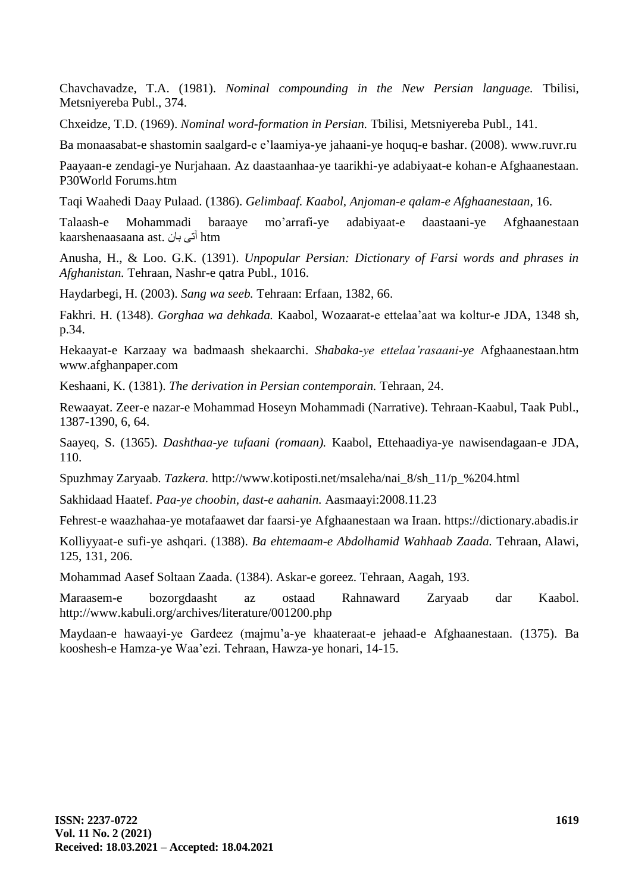Chavchavadze, T.A. (1981). *Nominal compounding in the New Persian language.* Tbilisi, Metsniyereba Publ., 374.

Chxeidze, T.D. (1969). *Nominal word-formation in Persian.* Tbilisi, Metsniyereba Publ., 141.

Ba monaasabat-e shastomin saalgard-e e'laamiya-ye jahaani-ye hoquq-e bashar. (2008). www.ruvr.ru

Paayaan-e zendagi-ye Nurjahaan. Az daastaanhaa-ye taarikhi-ye adabiyaat-e kohan-e Afghaanestaan. P30World Forums.htm

Taqi Waahedi Daay Pulaad. (1386). *Gelimbaaf. Kaabol, Anjoman-e qalam-e Afghaanestaan,* 16.

Talaash-e Mohammadi baraaye mo'arrafi-ye adabiyaat-e daastaani-ye Afghaanestaan kaarshenaasaana ast. آتی بان htm

Anusha, H., & Loo. G.K. (1391). *Unpopular Persian: Dictionary of Farsi words and phrases in Afghanistan.* Tehraan, Nashr-e qatra Publ., 1016.

Haydarbegi, H. (2003). *Sang wa seeb.* Tehraan: Erfaan, 1382, 66.

Fakhri. H. (1348). *Gorghaa wa dehkada.* Kaabol, Wozaarat-e ettelaa'aat wa koltur-e JDA, 1348 sh, p.34.

Hekaayat-e Karzaay wa badmaash shekaarchi. *Shabaka-ye ettelaa'rasaani-ye* Afghaanestaan.htm www.afghanpaper.com

Keshaani, K. (1381). *The derivation in Persian contemporain.* Tehraan, 24.

Rewaayat. Zeer-e nazar-e Mohammad Hoseyn Mohammadi (Narrative). Tehraan-Kaabul, Taak Publ., 1387-1390, 6, 64.

Saayeq, S. (1365). *Dashthaa-ye tufaani (romaan).* Kaabol, Ettehaadiya-ye nawisendagaan-e JDA, 110.

Spuzhmay Zaryaab. *Tazkera.* http://www.kotiposti.net/msaleha/nai_8/sh_11/p_%204.html

Sakhidaad Haatef. *Paa-ye choobin, dast-e aahanin.* Aasmaayi:2008.11.23

Fehrest-e waazhahaa-ye motafaawet dar faarsi-ye Afghaanestaan wa Iraan. https://dictionary.abadis.ir

Kolliyyaat-e sufi-ye ashqari. (1388). *Ba ehtemaam-e Abdolhamid Wahhaab Zaada.* Tehraan, Alawi, 125, 131, 206.

Mohammad Aasef Soltaan Zaada. (1384). Askar-e goreez. Tehraan, Aagah, 193.

Maraasem-e bozorgdaasht az ostaad Rahnaward Zaryaab dar Kaabol. http://www.kabuli.org/archives/literature/001200.php

Maydaan-e hawaayi-ye Gardeez (majmu'a-ye khaateraat-e jehaad-e Afghaanestaan. (1375). Ba kooshesh-e Hamza-ye Waa'ezi. Tehraan, Hawza-ye honari, 14-15.